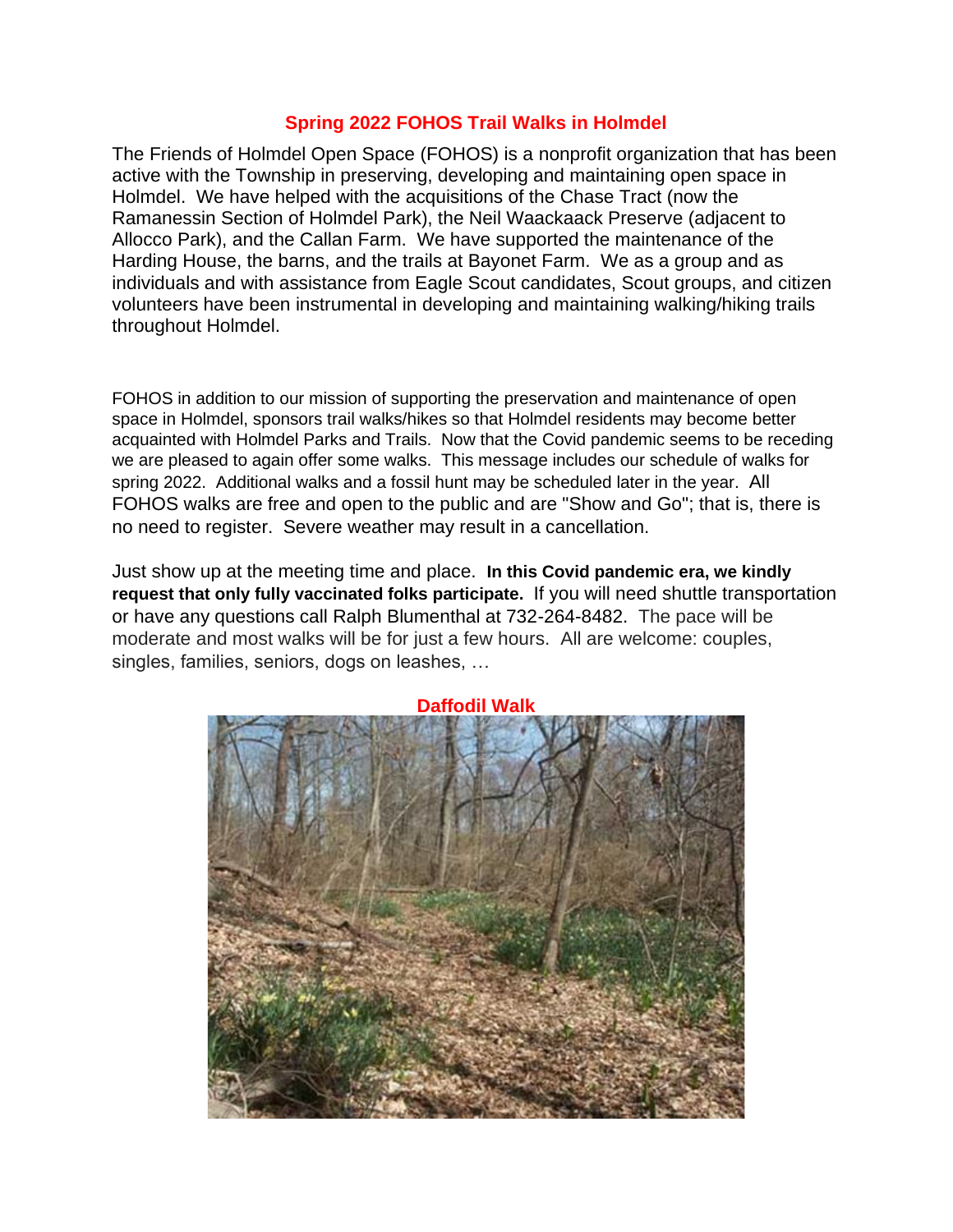# Spring 2022 FOHOS Trail Walks in Holmdel

The Friends of Holmdel Open Space (FOHOS) is a nonprofit organization that has been active with the Township in preserving, developing and maintaining open space in Holmdel. We have helped with the acquisitions of the Chase Tract (now the Ramanessin Section of Holmdel Park), the Neil Waackaack Preserve (adjacent to Allocco Park), and the Callan Farm. We have supported the maintenance of the Harding House, the barns, and the trails at Bayonet Farm. We as a group and as individuals and with assistance from Eagle Scout candidates, Scout groups, and citizen volunteers have been instrumental in developing and maintaining walking/hiking trails throughout Holmdel.

FOHOS in addition to our mission of supporting the preservation and maintenance of open space in Holmdel, sponsors trail walks/hikes so that Holmdel residents may become better acquainted with Holmdel Parks and Trails. Now that the Covid pandemic seems to be receding we are pleased to again offer some walks. This message includes our schedule of walks for spring 2022. Additional walks and a fossil hunt may be scheduled later in the year. All FOHOS walks are free and open to the public and are "Show and Go"; that is, there is no need to register. Severe weather may result in a cancellation.

Just show up at the meeting time and place. **In this Covid pandemic era, we kindly request that only fully vaccinated folks participate.** If you will need shuttle transportation or have any questions call Ralph Blumenthal at 732-264-8482. The pace will be moderate and most walks will be for just a few hours. All are welcome: couples, singles, families, seniors, dogs on leashes, …

## Daffodil Walk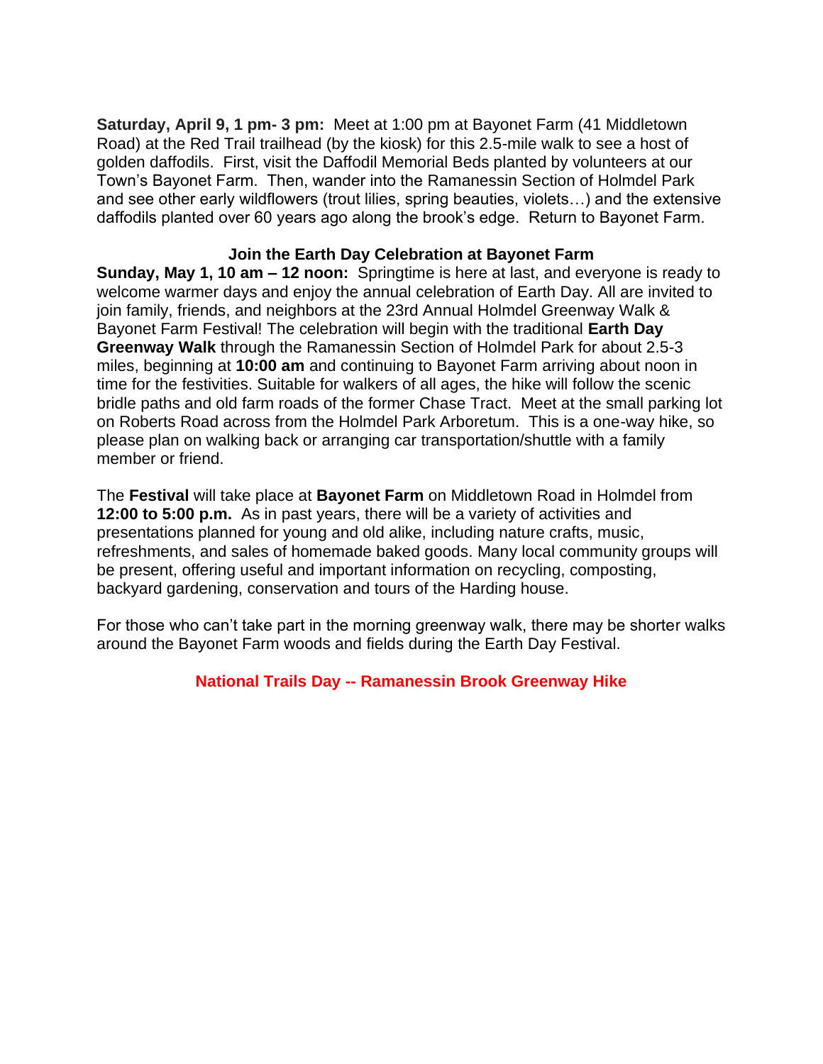**Saturday, April 9, 1 pm- 3 pm:** Meet at 1:00 pm at Bayonet Farm (41 Middletown Road) at the Red Trail trailhead (by the kiosk) for this 2.5-mile walk to see a host of golden daffodils. First, visit the Daffodil Memorial Beds planted by volunteers at our Town's Bayonet Farm. Then, wander into the Ramanessin Section of Holmdel Park and see other early wildflowers (trout lilies, spring beauties, violets…) and the extensive daffodils planted over 60 years ago along the brook's edge. Return to Bayonet Farm.

### Join the Earth Day Celebration at Bayonet Farm

**Sunday, May 1, 10 am – 12 noon:** Springtime is here at last, and everyone is ready to welcome warmer days and enjoy the annual celebration of Earth Day. All are invited to join family, friends, and neighbors at the 23rd Annual Holmdel Greenway Walk & Bayonet Farm Festival! The celebration will begin with the traditional **Earth Day Greenway Walk** through the Ramanessin Section of Holmdel Park for about 2.5-3 miles, beginning at **10:00 am** and continuing to Bayonet Farm arriving about noon in time for the festivities. Suitable for walkers of all ages, the hike will follow the scenic bridle paths and old farm roads of the former Chase Tract. Meet at the small parking lot on Roberts Road across from the Holmdel Park Arboretum. This is a one-way hike, so please plan on walking back or arranging car transportation/shuttle with a family member or friend.

The **Festival** will take place at **Bayonet Farm** on Middletown Road in Holmdel from **12:00 to 5:00 p.m.** As in past years, there will be a variety of activities and presentations planned for young and old alike, including nature crafts, music, refreshments, and sales of homemade baked goods. Many local community groups will be present, offering useful and important information on recycling, composting, backyard gardening, conservation and tours of the Harding house.

For those who can't take part in the morning greenway walk, there may be shorter walks around the Bayonet Farm woods and fields during the Earth Day Festival.

### National Trails Day -- Ramanessin Brook Greenway Hike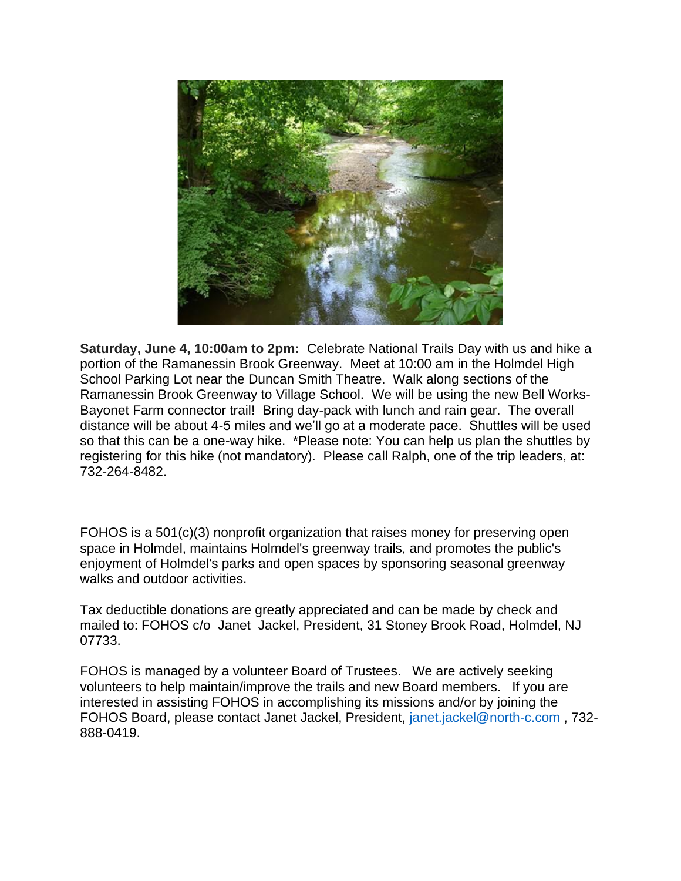**Saturday, June 4, 10:00am to 2pm:** Celebrate National Trails Day with us and hike a portion of the Ramanessin Brook Greenway. Meet at 10:00 am in the Holmdel High School Parking Lot near the Duncan Smith Theatre. Walk along sections of the Ramanessin Brook Greenway to Village School. We will be using the new Bell Works-Bayonet Farm connector trail! Bring day-pack with lunch and rain gear. The overall distance will be about 4-5 miles and we'll go at a moderate pace. Shuttles will be used so that this can be a one-way hike. *Please note: You can help us plan the shuttles by registering for this hike (not mandatory). Please call Ralph, one of the trip leaders, at: 732-264-8482.

FOHOS is a 501(c)(3) nonprofit organization that raises money for preserving open space in Holmdel, maintains Holmdel's greenway trails, and promotes the public's enjoyment of Holmdel's parks and open spaces by sponsoring seasonal greenway walks and outdoor activities.

Tax deductible donations are greatly appreciated and can be made by check and mailed to: FOHOS c/o Janet Jackel, President, 31 Stoney Brook Road, Holmdel, NJ 07733.

FOHOS is managed by a volunteer Board of Trustees. We are actively seeking volunteers to help maintain/improve the trails and new Board members. If you are interested in assisting FOHOS in accomplishing its missions and/or by joining the FOHOS Board, please contact Janet Jackel, President, [janet.jackel@north-c.com](mailto:janet.jackel@north-c.com) , 732-888-0419.